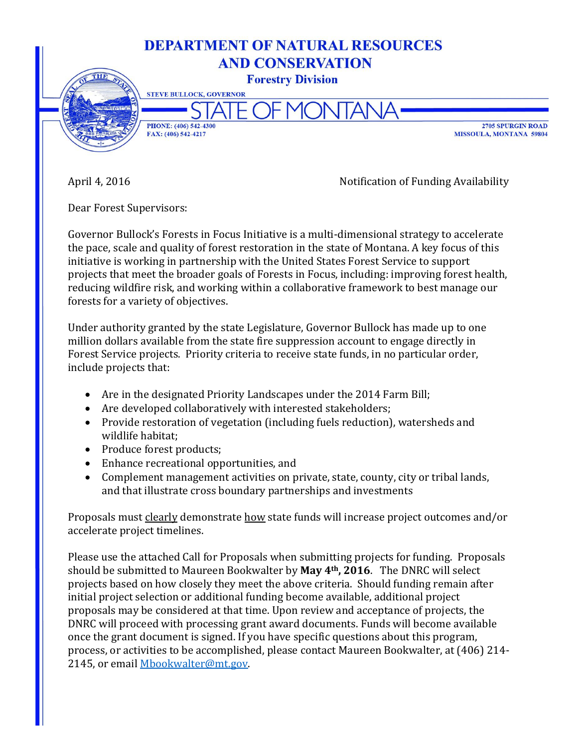# DEPARTMENT OF NATURAL RESOURCES AND CONSERVATION

## Forestry Division

STEVE BULLOCK, GOVERNOR

STATE OF MONTANA

PHONE: (406) 542-4300
FAX: (406) 542-4217

2705 SPURGIN ROAD
MISSOULA, MONTANA 59804

April 4, 2016

Notification of Funding Availability

Dear Forest Supervisors:

Governor Bullock's Forests in Focus Initiative is a multi-dimensional strategy to accelerate the pace, scale and quality of forest restoration in the state of Montana. A key focus of this initiative is working in partnership with the United States Forest Service to support projects that meet the broader goals of Forests in Focus, including: improving forest health, reducing wildfire risk, and working within a collaborative framework to best manage our forests for a variety of objectives.

Under authority granted by the state Legislature, Governor Bullock has made up to one million dollars available from the state fire suppression account to engage directly in Forest Service projects. Priority criteria to receive state funds, in no particular order, include projects that:

- Are in the designated Priority Landscapes under the 2014 Farm Bill;
- Are developed collaboratively with interested stakeholders;
- Provide restoration of vegetation (including fuels reduction), watersheds and wildlife habitat;
- Produce forest products;
- Enhance recreational opportunities, and
- Complement management activities on private, state, county, city or tribal lands, and that illustrate cross boundary partnerships and investments

Proposals must clearly demonstrate how state funds will increase project outcomes and/or accelerate project timelines.

Please use the attached Call for Proposals when submitting projects for funding. Proposals should be submitted to Maureen Bookwalter by **May 4th, 2016**. The DNRC will select projects based on how closely they meet the above criteria. Should funding remain after initial project selection or additional funding become available, additional project proposals may be considered at that time. Upon review and acceptance of projects, the DNRC will proceed with processing grant award documents. Funds will become available once the grant document is signed. If you have specific questions about this program, process, or activities to be accomplished, please contact Maureen Bookwalter, at (406) 214-2145, or email Mbookwalter@mt.gov.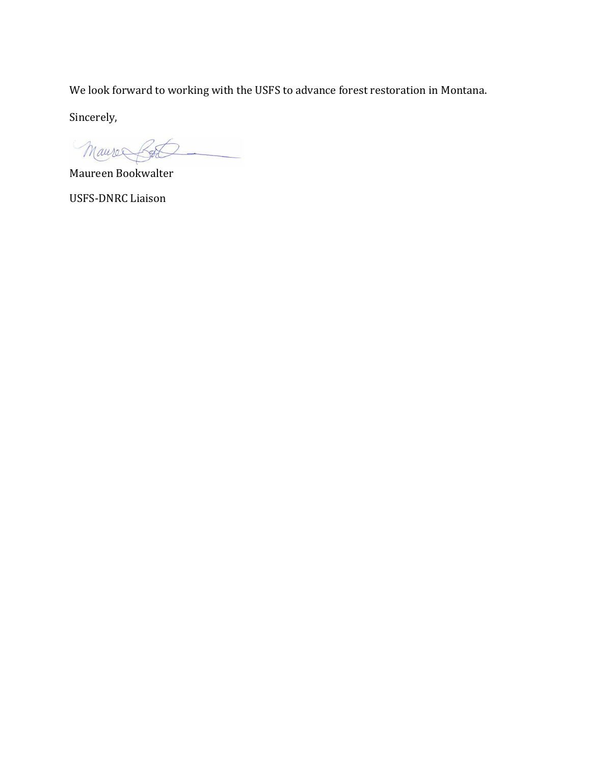We look forward to working with the USFS to advance forest restoration in Montana.

Sincerely,

Maureen Bookwalter

USFS-DNRC Liaison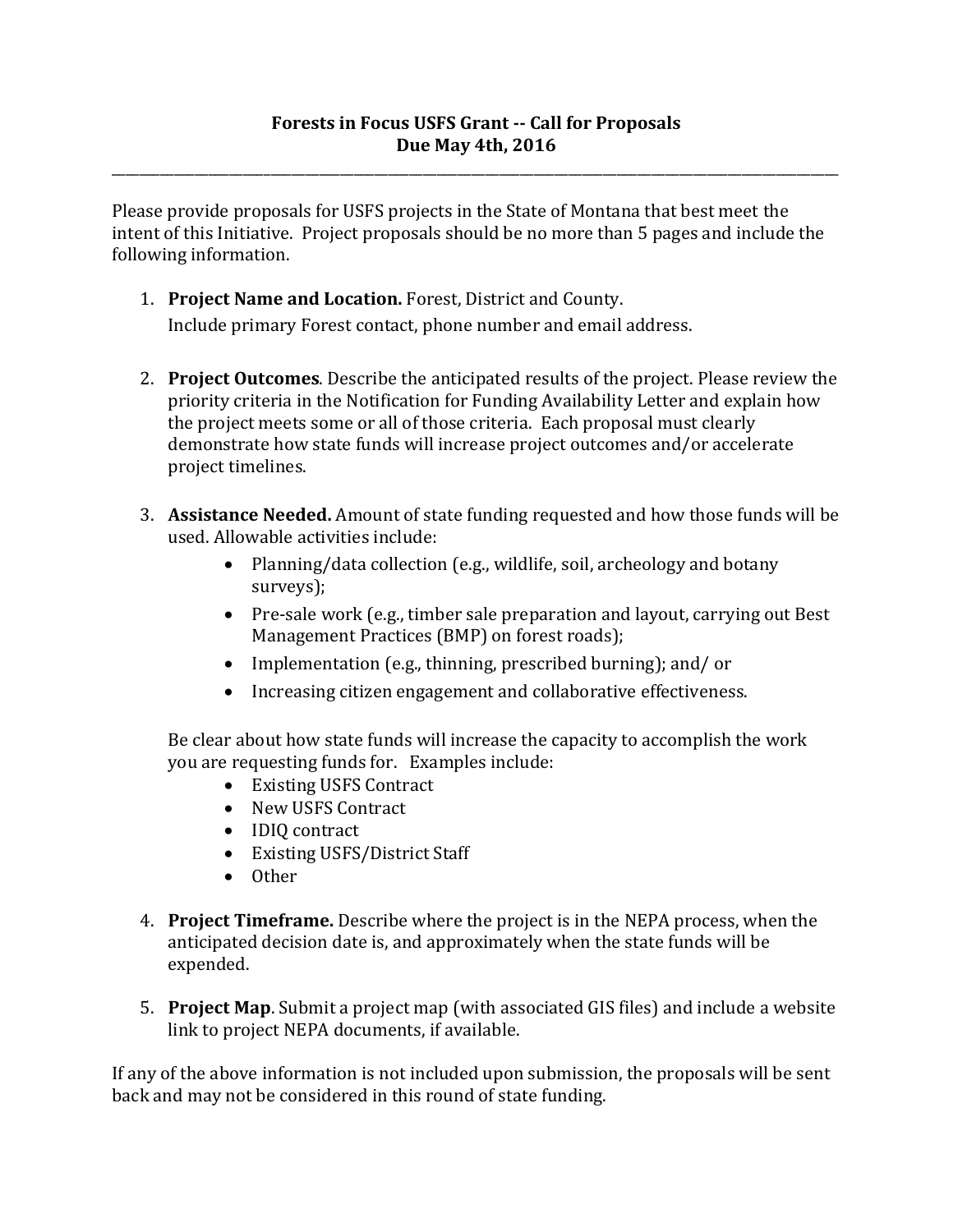**Forests in Focus USFS Grant -- Call for Proposals**
**Due May 4th, 2016**

---

Please provide proposals for USFS projects in the State of Montana that best meet the intent of this Initiative. Project proposals should be no more than 5 pages and include the following information.

1. **Project Name and Location.** Forest, District and County.
   Include primary Forest contact, phone number and email address.

2. **Project Outcomes**. Describe the anticipated results of the project. Please review the priority criteria in the Notification for Funding Availability Letter and explain how the project meets some or all of those criteria. Each proposal must clearly demonstrate how state funds will increase project outcomes and/or accelerate project timelines.

3. **Assistance Needed.** Amount of state funding requested and how those funds will be used. Allowable activities include:
   - Planning/data collection (e.g., wildlife, soil, archeology and botany surveys);
   - Pre-sale work (e.g., timber sale preparation and layout, carrying out Best Management Practices (BMP) on forest roads);
   - Implementation (e.g., thinning, prescribed burning); and/ or
   - Increasing citizen engagement and collaborative effectiveness.

   Be clear about how state funds will increase the capacity to accomplish the work you are requesting funds for. Examples include:
   - Existing USFS Contract
   - New USFS Contract
   - IDIQ contract
   - Existing USFS/District Staff
   - Other

4. **Project Timeframe.** Describe where the project is in the NEPA process, when the anticipated decision date is, and approximately when the state funds will be expended.

5. **Project Map**. Submit a project map (with associated GIS files) and include a website link to project NEPA documents, if available.

If any of the above information is not included upon submission, the proposals will be sent back and may not be considered in this round of state funding.